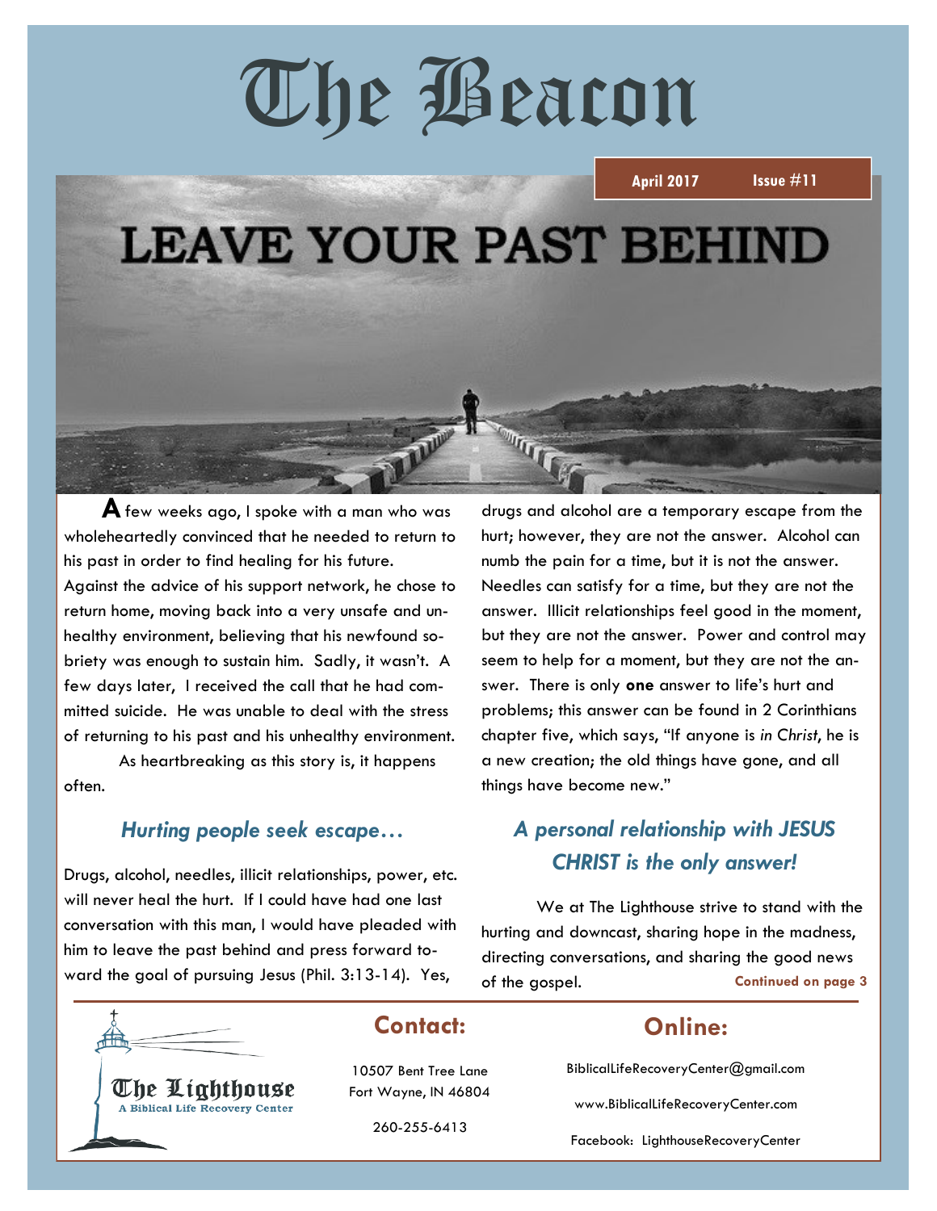# The Beacon

**April 2017** **Issue #11**

## LEAVE YOUR PAST BEHIND

**A** few weeks ago, I spoke with a man who was wholeheartedly convinced that he needed to return to his past in order to find healing for his future. Against the advice of his support network, he chose to return home, moving back into a very unsafe and unhealthy environment, believing that his newfound sobriety was enough to sustain him. Sadly, it wasn't. A few days later, I received the call that he had committed suicide. He was unable to deal with the stress of returning to his past and his unhealthy environment.

As heartbreaking as this story is, it happens often.

### *Hurting people seek escape…*

Drugs, alcohol, needles, illicit relationships, power, etc. will never heal the hurt. If I could have had one last conversation with this man, I would have pleaded with him to leave the past behind and press forward toward the goal of pursuing Jesus (Phil. 3:13-14). Yes, drugs and alcohol are a temporary escape from the hurt; however, they are not the answer. Alcohol can numb the pain for a time, but it is not the answer. Needles can satisfy for a time, but they are not the answer. Illicit relationships feel good in the moment, but they are not the answer. Power and control may seem to help for a moment, but they are not the answer. There is only **one** answer to life's hurt and problems; this answer can be found in 2 Corinthians chapter five, which says, "If anyone is *in Christ*, he is a new creation; the old things have gone, and all things have become new."

### *A personal relationship with JESUS CHRIST is the only answer!*

We at The Lighthouse strive to stand with the hurting and downcast, sharing hope in the madness, directing conversations, and sharing the good news of the gospel. **Continued on page 3**

---

**The Lighthouse**
A Biblical Life Recovery Center

## Contact:

10507 Bent Tree Lane
Fort Wayne, IN 46804

260-255-6413

## Online:

BiblicalLifeRecoveryCenter@gmail.com

www.BiblicalLifeRecoveryCenter.com

Facebook: LighthouseRecoveryCenter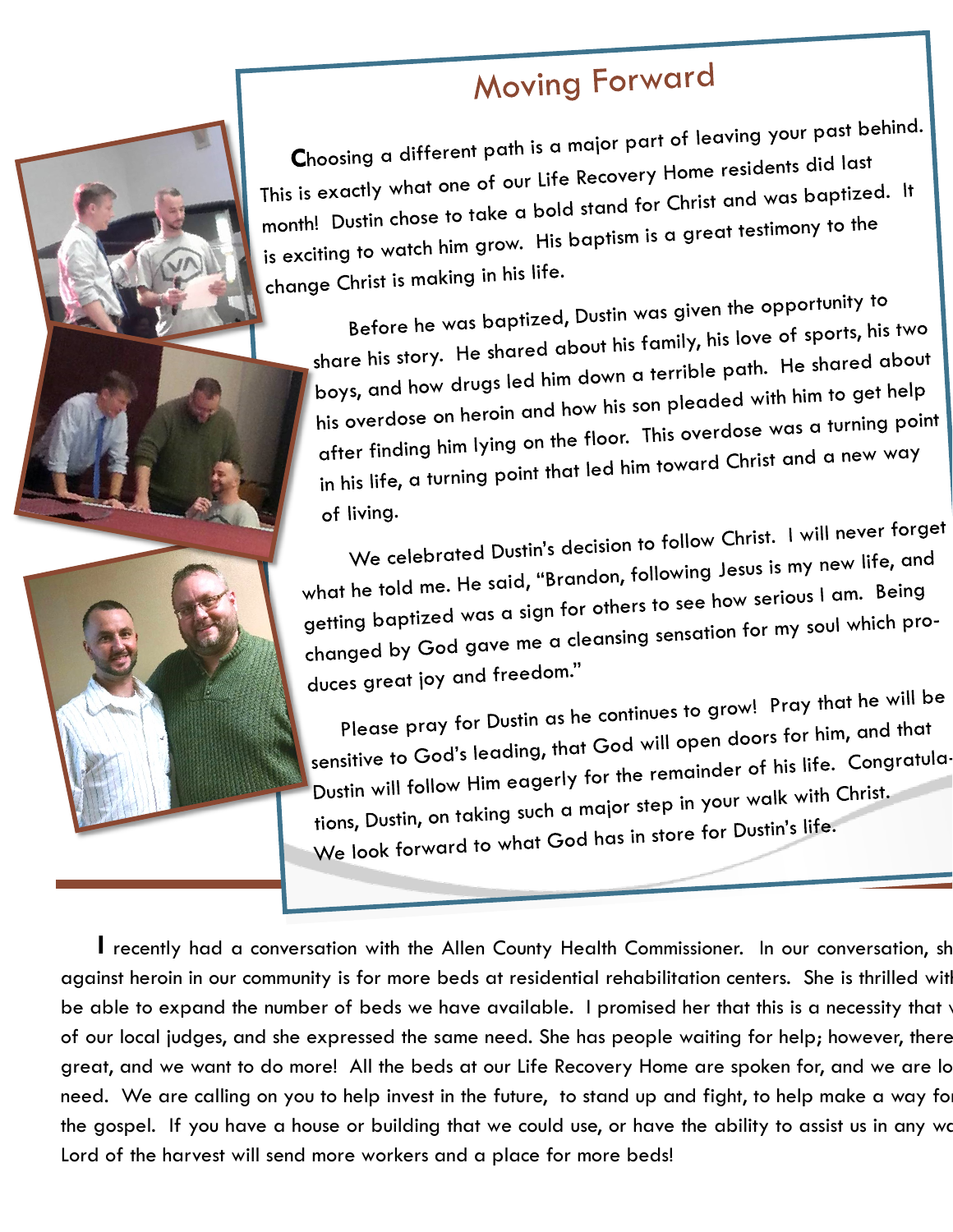# Moving Forward

Choosing a different path is a major part of leaving your past behind. This is exactly what one of our Life Recovery Home residents did last month! Dustin chose to take a bold stand for Christ and was baptized. It is exciting to watch him grow. His baptism is a great testimony to the change Christ is making in his life.

Before he was baptized, Dustin was given the opportunity to share his story. He shared about his family, his love of sports, his two boys, and how drugs led him down a terrible path. He shared about his overdose on heroin and how his son pleaded with him to get help after finding him lying on the floor. This overdose was a turning point in his life, a turning point that led him toward Christ and a new way of living.

We celebrated Dustin's decision to follow Christ. I will never forget what he told me. He said, "Brandon, following Jesus is my new life, and getting baptized was a sign for others to see how serious I am. Being changed by God gave me a cleansing sensation for my soul which produces great joy and freedom."

Please pray for Dustin as he continues to grow! Pray that he will be sensitive to God's leading, that God will open doors for him, and that Dustin will follow Him eagerly for the remainder of his life. Congratulations, Dustin, on taking such a major step in your walk with Christ. We look forward to what God has in store for Dustin's life.

I recently had a conversation with the Allen County Health Commissioner. In our conversation, sh against heroin in our community is for more beds at residential rehabilitation centers. She is thrilled wit be able to expand the number of beds we have available. I promised her that this is a necessity that of our local judges, and she expressed the same need. She has people waiting for help; however, there great, and we want to do more! All the beds at our Life Recovery Home are spoken for, and we are lo need. We are calling on you to help invest in the future, to stand up and fight, to help make a way fo the gospel. If you have a house or building that we could use, or have the ability to assist us in any w Lord of the harvest will send more workers and a place for more beds!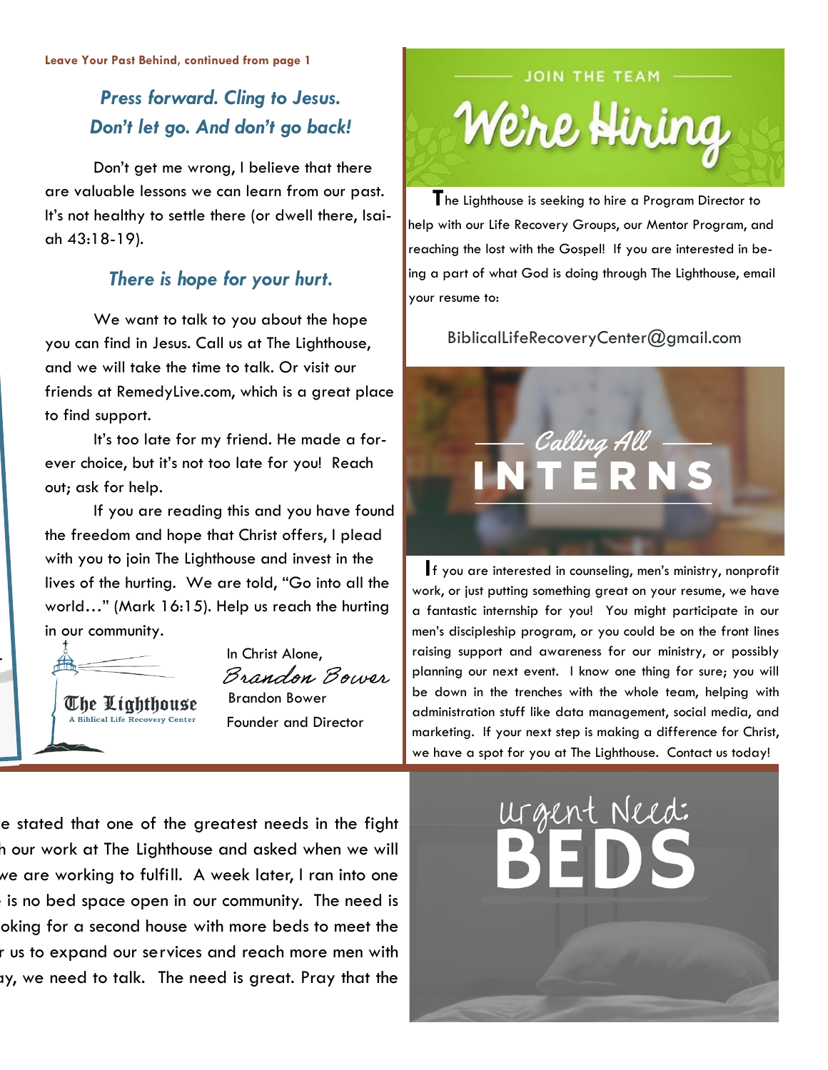Leave Your Past Behind, continued from page 1

### *Press forward. Cling to Jesus. Don't let go. And don't go back!*

Don't get me wrong, I believe that there are valuable lessons we can learn from our past. It's not healthy to settle there (or dwell there, Isaiah 43:18-19).

### *There is hope for your hurt.*

We want to talk to you about the hope you can find in Jesus. Call us at The Lighthouse, and we will take the time to talk. Or visit our friends at RemedyLive.com, which is a great place to find support.

It's too late for my friend. He made a forever choice, but it's not too late for you! Reach out; ask for help.

If you are reading this and you have found the freedom and hope that Christ offers, I plead with you to join The Lighthouse and invest in the lives of the hurting. We are told, "Go into all the world…" (Mark 16:15). Help us reach the hurting in our community.

The Lighthouse
A Biblical Life Recovery Center

In Christ Alone,
*Brandon Bower*
Brandon Bower
Founder and Director

## JOIN THE TEAM
# We're Hiring

The Lighthouse is seeking to hire a Program Director to help with our Life Recovery Groups, our Mentor Program, and reaching the lost with the Gospel! If you are interested in being a part of what God is doing through The Lighthouse, email your resume to:

BiblicalLifeRecoveryCenter@gmail.com

## Calling All INTERNS

If you are interested in counseling, men's ministry, nonprofit work, or just putting something great on your resume, we have a fantastic internship for you! You might participate in our men's discipleship program, or you could be on the front lines raising support and awareness for our ministry, or possibly planning our next event. I know one thing for sure; you will be down in the trenches with the whole team, helping with administration stuff like data management, social media, and marketing. If your next step is making a difference for Christ, we have a spot for you at The Lighthouse. Contact us today!

e stated that one of the greatest needs in the fight
h our work at The Lighthouse and asked when we will
we are working to fulfill. A week later, I ran into one
is no bed space open in our community. The need is
oking for a second house with more beds to meet the
r us to expand our services and reach more men with
ay, we need to talk. The need is great. Pray that the

## Urgent Need: BEDS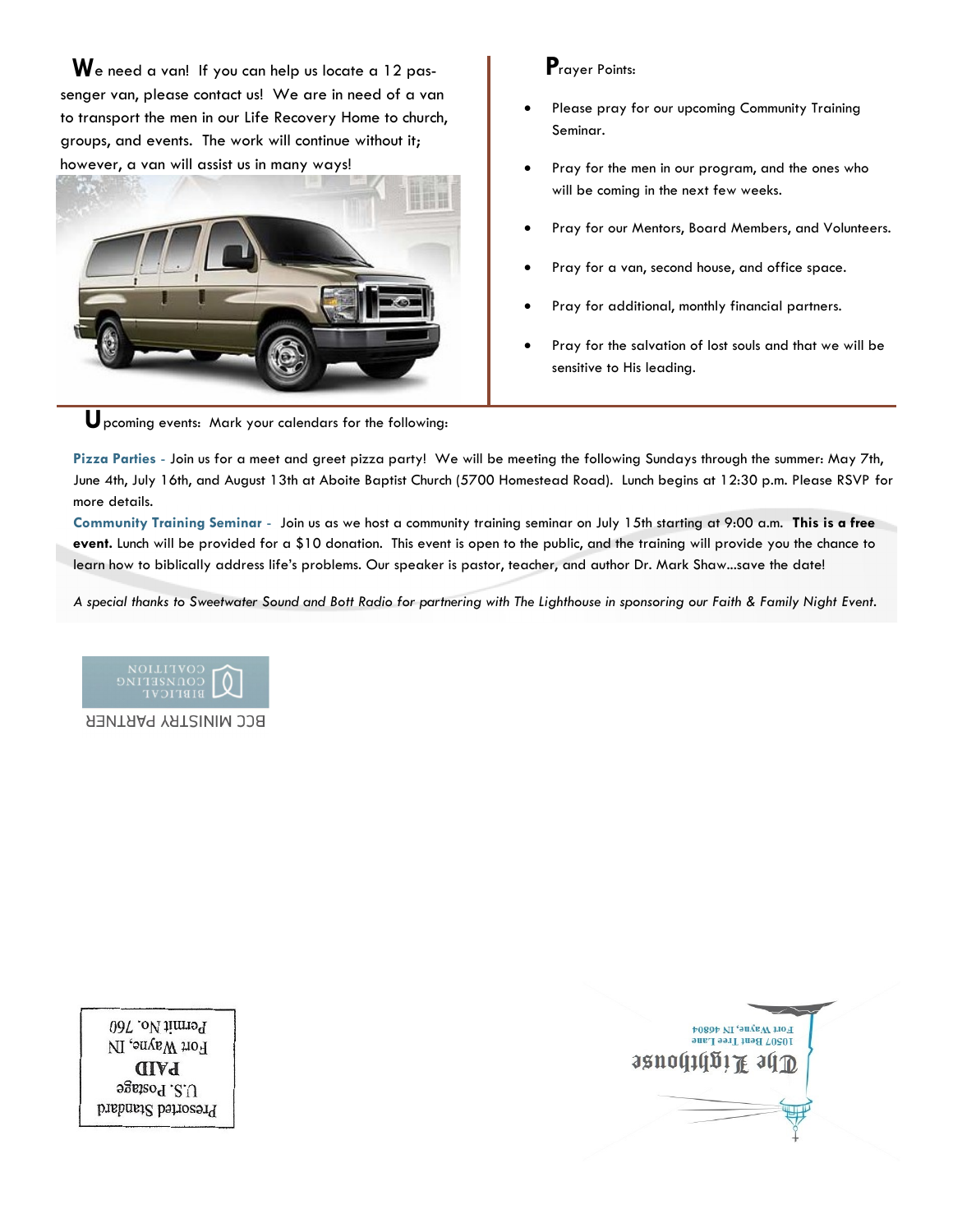We need a van! If you can help us locate a 12 passenger van, please contact us! We are in need of a van to transport the men in our Life Recovery Home to church, groups, and events. The work will continue without it; however, a van will assist us in many ways!

Prayer Points:

- Please pray for our upcoming Community Training Seminar.
- Pray for the men in our program, and the ones who will be coming in the next few weeks.
- Pray for our Mentors, Board Members, and Volunteers.
- Pray for a van, second house, and office space.
- Pray for additional, monthly financial partners.
- Pray for the salvation of lost souls and that we will be sensitive to His leading.

Upcoming events: Mark your calendars for the following:

**Pizza Parties** - Join us for a meet and greet pizza party! We will be meeting the following Sundays through the summer: May 7th, June 4th, July 16th, and August 13th at Aboite Baptist Church (5700 Homestead Road). Lunch begins at 12:30 p.m. Please RSVP for more details.

**Community Training Seminar** - Join us as we host a community training seminar on July 15th starting at 9:00 a.m. **This is a free event.** Lunch will be provided for a $10 donation. This event is open to the public, and the training will provide you the chance to learn how to biblically address life's problems. Our speaker is pastor, teacher, and author Dr. Mark Shaw...save the date!

*A special thanks to Sweetwater Sound and Bott Radio for partnering with The Lighthouse in sponsoring our Faith & Family Night Event.*

BIBLICAL COUNSELING COALITION

BCC MINISTRY PARTNER

Presorted Standard
U.S. Postage
PAID
Fort Wayne, IN
Permit No. 760

The Lighthouse
10507 Bent Tree Lane
Fort Wayne, IN 46804